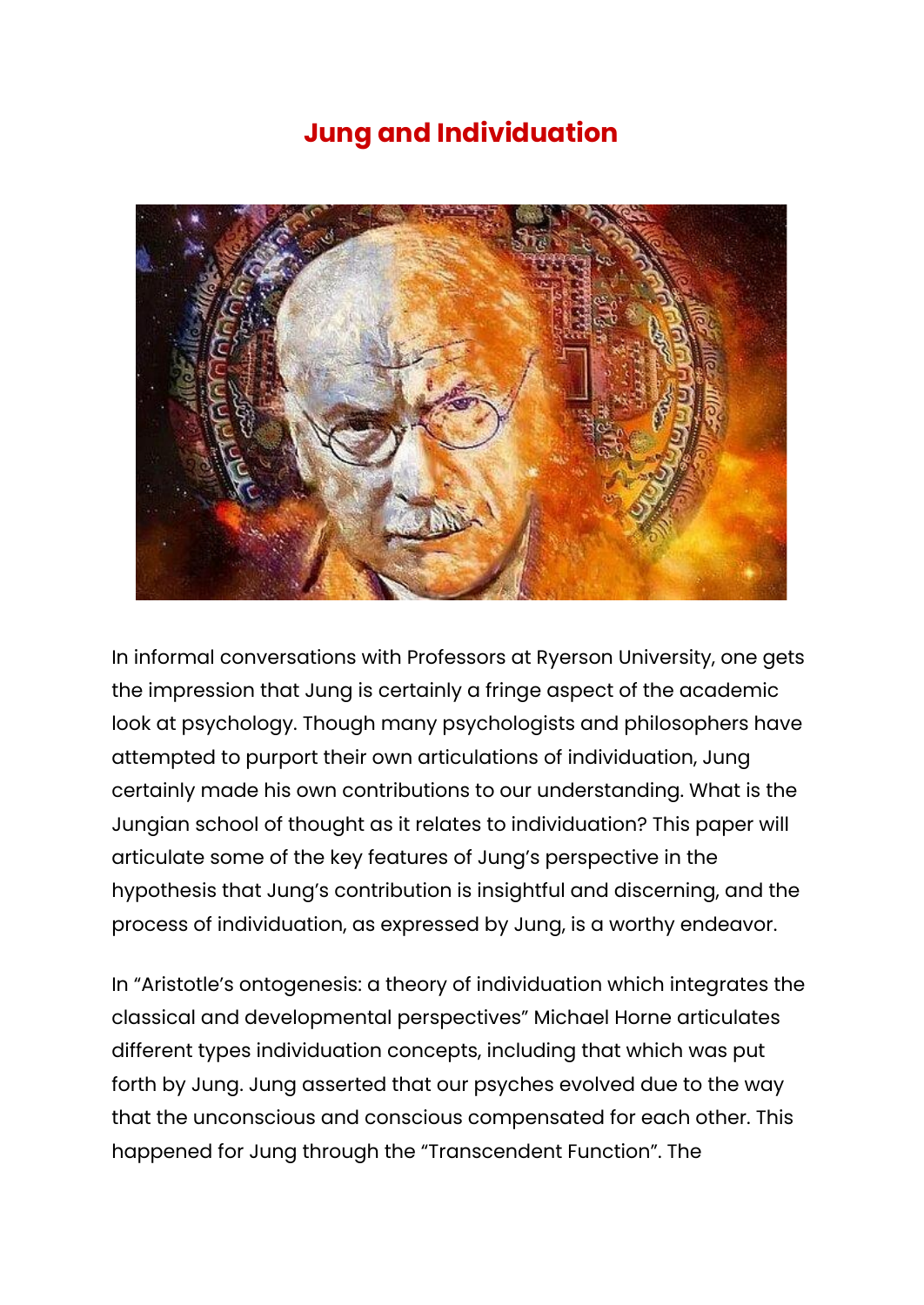# Jung and Individuation

In informal conversations with Professors at Ryerson University, one gets the impression that Jung is certainly a fringe aspect of the academic look at psychology. Though many psychologists and philosophers have attempted to purport their own articulations of individuation, Jung certainly made his own contributions to our understanding. What is the Jungian school of thought as it relates to individuation? This paper will articulate some of the key features of Jung's perspective in the hypothesis that Jung's contribution is insightful and discerning, and the process of individuation, as expressed by Jung, is a worthy endeavor.

In "Aristotle's ontogenesis: a theory of individuation which integrates the classical and developmental perspectives" Michael Horne articulates different types individuation concepts, including that which was put forth by Jung. Jung asserted that our psyches evolved due to the way that the unconscious and conscious compensated for each other. This happened for Jung through the "Transcendent Function". The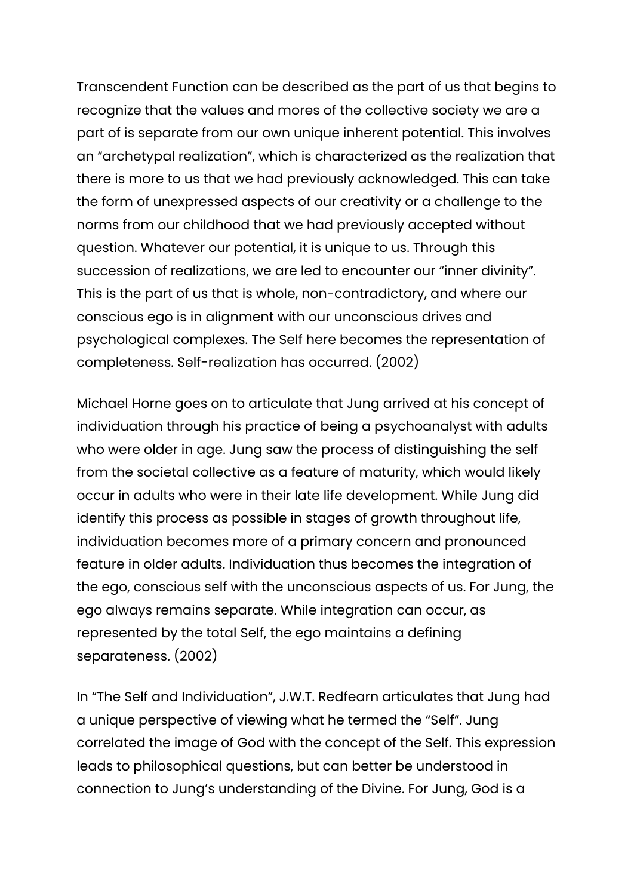Transcendent Function can be described as the part of us that begins to recognize that the values and mores of the collective society we are a part of is separate from our own unique inherent potential. This involves an "archetypal realization", which is characterized as the realization that there is more to us that we had previously acknowledged. This can take the form of unexpressed aspects of our creativity or a challenge to the norms from our childhood that we had previously accepted without question. Whatever our potential, it is unique to us. Through this succession of realizations, we are led to encounter our "inner divinity". This is the part of us that is whole, non-contradictory, and where our conscious ego is in alignment with our unconscious drives and psychological complexes. The Self here becomes the representation of completeness. Self-realization has occurred. (2002)

Michael Horne goes on to articulate that Jung arrived at his concept of individuation through his practice of being a psychoanalyst with adults who were older in age. Jung saw the process of distinguishing the self from the societal collective as a feature of maturity, which would likely occur in adults who were in their late life development. While Jung did identify this process as possible in stages of growth throughout life, individuation becomes more of a primary concern and pronounced feature in older adults. Individuation thus becomes the integration of the ego, conscious self with the unconscious aspects of us. For Jung, the ego always remains separate. While integration can occur, as represented by the total Self, the ego maintains a defining separateness. (2002)

In "The Self and Individuation", J.W.T. Redfearn articulates that Jung had a unique perspective of viewing what he termed the "Self". Jung correlated the image of God with the concept of the Self. This expression leads to philosophical questions, but can better be understood in connection to Jung's understanding of the Divine. For Jung, God is a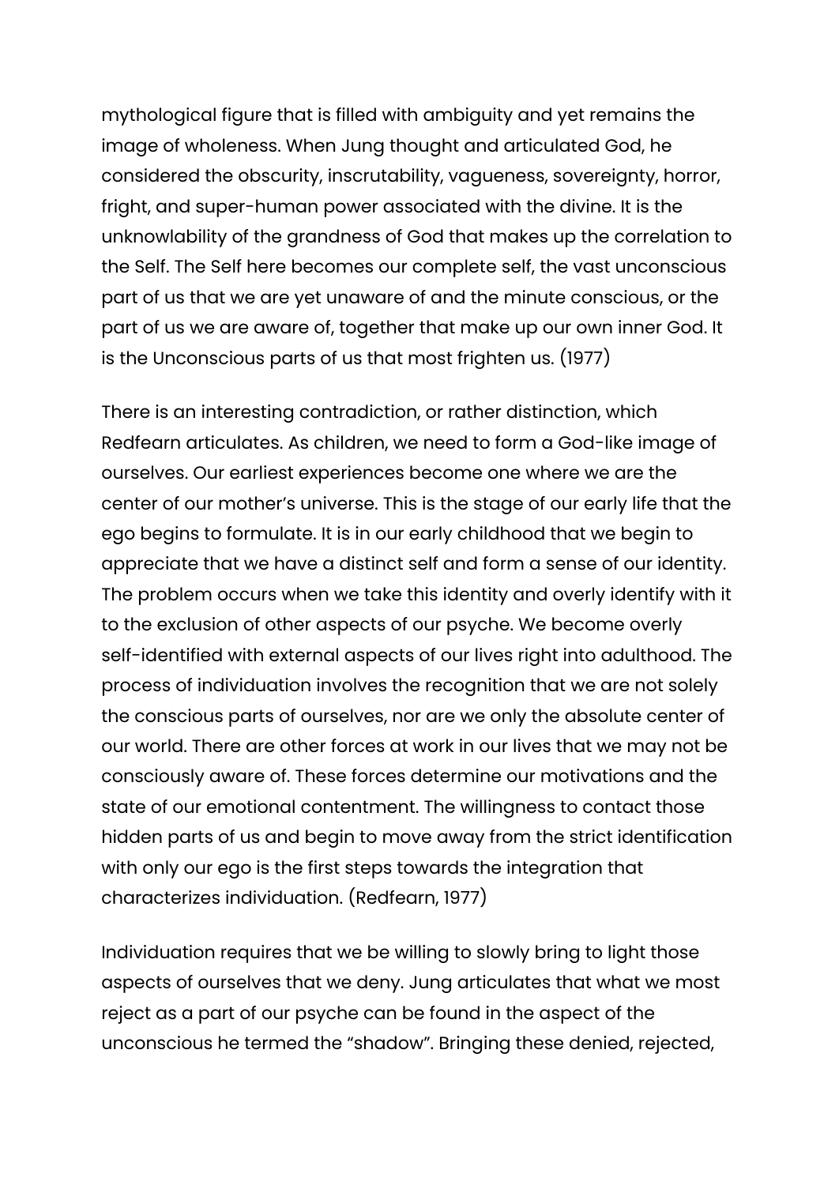mythological figure that is filled with ambiguity and yet remains the image of wholeness. When Jung thought and articulated God, he considered the obscurity, inscrutability, vagueness, sovereignty, horror, fright, and super-human power associated with the divine. It is the unknowlability of the grandness of God that makes up the correlation to the Self. The Self here becomes our complete self, the vast unconscious part of us that we are yet unaware of and the minute conscious, or the part of us we are aware of, together that make up our own inner God. It is the Unconscious parts of us that most frighten us. (1977)

There is an interesting contradiction, or rather distinction, which Redfearn articulates. As children, we need to form a God-like image of ourselves. Our earliest experiences become one where we are the center of our mother's universe. This is the stage of our early life that the ego begins to formulate. It is in our early childhood that we begin to appreciate that we have a distinct self and form a sense of our identity. The problem occurs when we take this identity and overly identify with it to the exclusion of other aspects of our psyche. We become overly self-identified with external aspects of our lives right into adulthood. The process of individuation involves the recognition that we are not solely the conscious parts of ourselves, nor are we only the absolute center of our world. There are other forces at work in our lives that we may not be consciously aware of. These forces determine our motivations and the state of our emotional contentment. The willingness to contact those hidden parts of us and begin to move away from the strict identification with only our ego is the first steps towards the integration that characterizes individuation. (Redfearn, 1977)

Individuation requires that we be willing to slowly bring to light those aspects of ourselves that we deny. Jung articulates that what we most reject as a part of our psyche can be found in the aspect of the unconscious he termed the "shadow". Bringing these denied, rejected,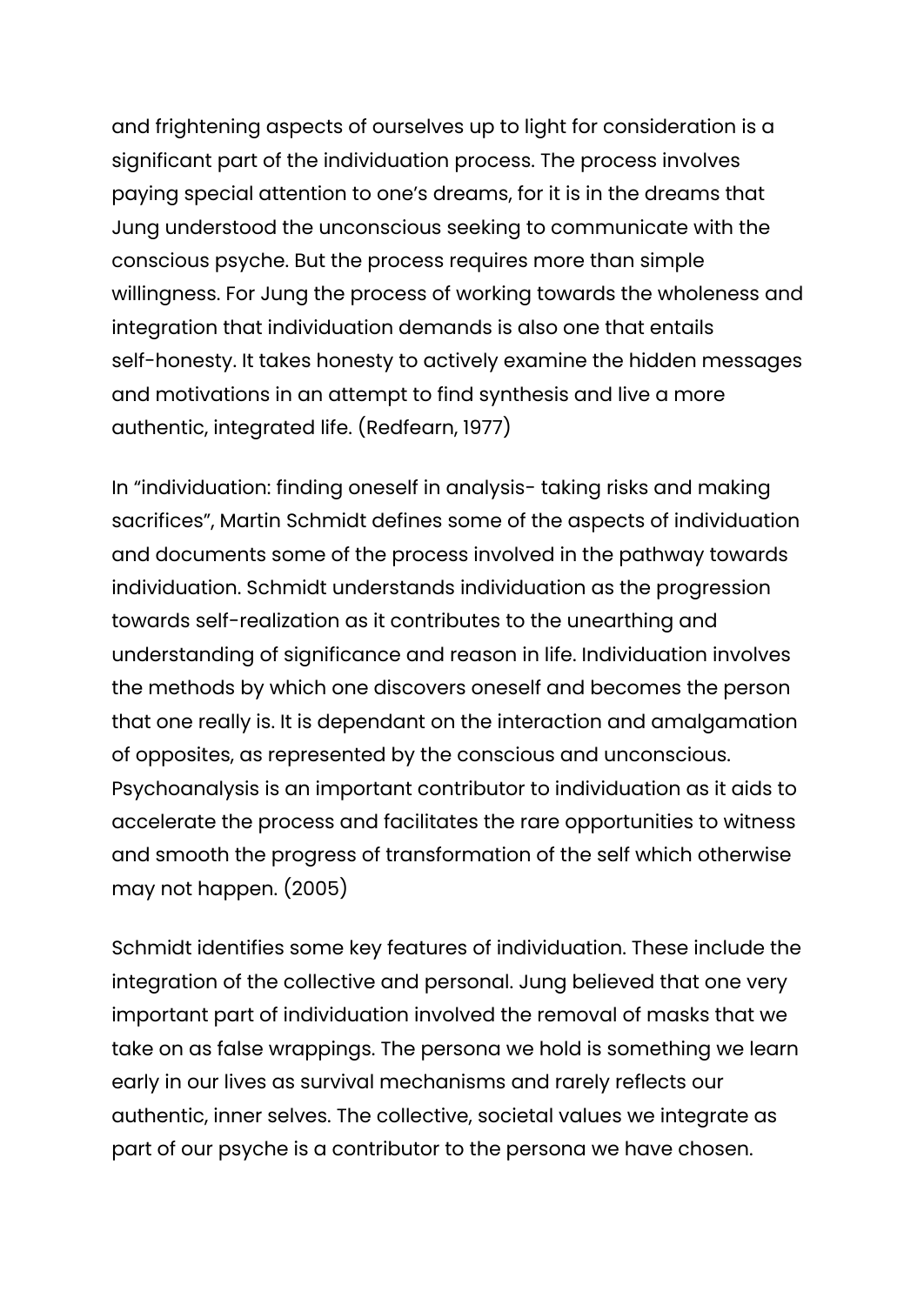and frightening aspects of ourselves up to light for consideration is a significant part of the individuation process. The process involves paying special attention to one's dreams, for it is in the dreams that Jung understood the unconscious seeking to communicate with the conscious psyche. But the process requires more than simple willingness. For Jung the process of working towards the wholeness and integration that individuation demands is also one that entails self-honesty. It takes honesty to actively examine the hidden messages and motivations in an attempt to find synthesis and live a more authentic, integrated life. (Redfearn, 1977)

In "individuation: finding oneself in analysis- taking risks and making sacrifices", Martin Schmidt defines some of the aspects of individuation and documents some of the process involved in the pathway towards individuation. Schmidt understands individuation as the progression towards self-realization as it contributes to the unearthing and understanding of significance and reason in life. Individuation involves the methods by which one discovers oneself and becomes the person that one really is. It is dependant on the interaction and amalgamation of opposites, as represented by the conscious and unconscious. Psychoanalysis is an important contributor to individuation as it aids to accelerate the process and facilitates the rare opportunities to witness and smooth the progress of transformation of the self which otherwise may not happen. (2005)

Schmidt identifies some key features of individuation. These include the integration of the collective and personal. Jung believed that one very important part of individuation involved the removal of masks that we take on as false wrappings. The persona we hold is something we learn early in our lives as survival mechanisms and rarely reflects our authentic, inner selves. The collective, societal values we integrate as part of our psyche is a contributor to the persona we have chosen.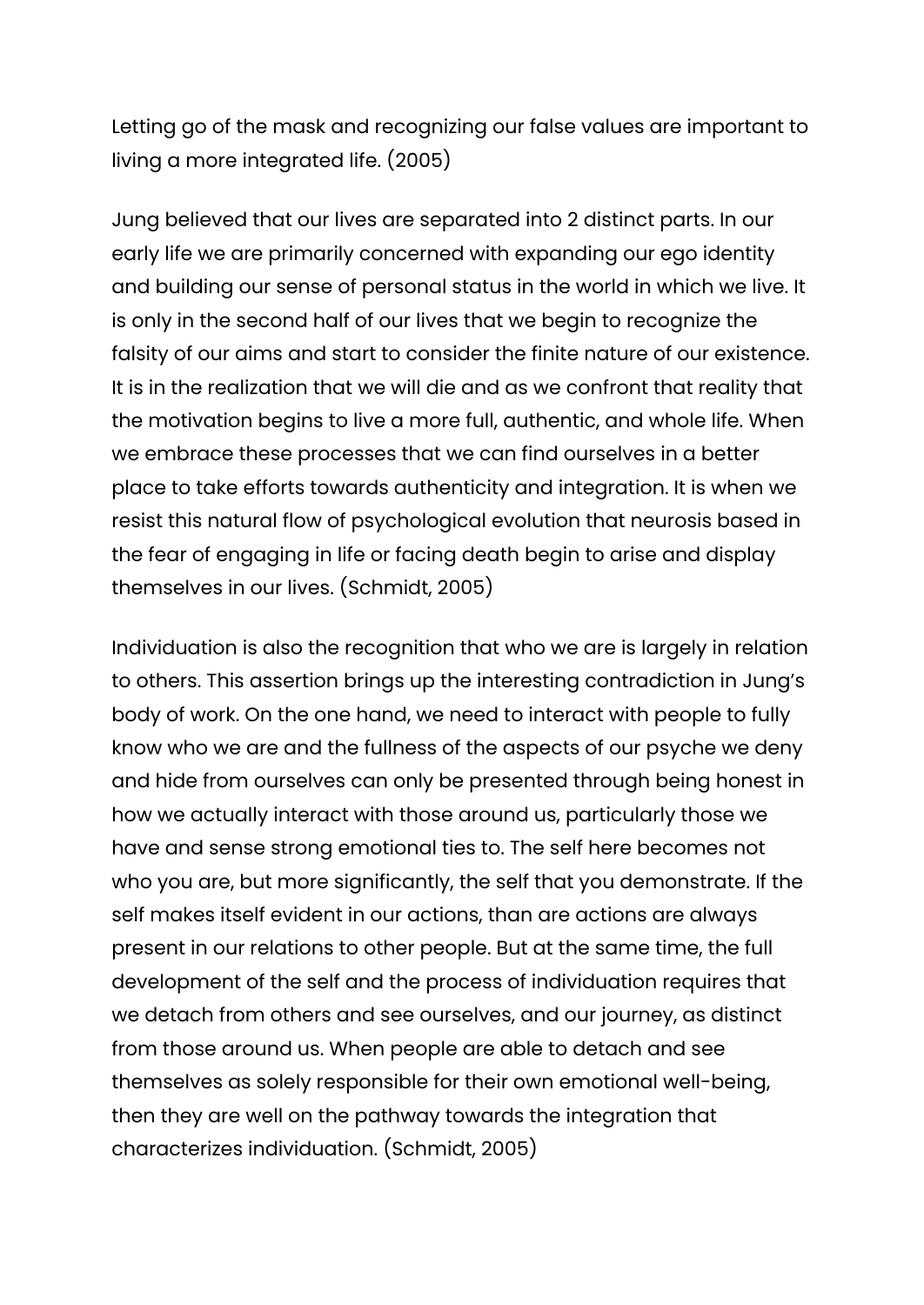Letting go of the mask and recognizing our false values are important to living a more integrated life. (2005)

Jung believed that our lives are separated into 2 distinct parts. In our early life we are primarily concerned with expanding our ego identity and building our sense of personal status in the world in which we live. It is only in the second half of our lives that we begin to recognize the falsity of our aims and start to consider the finite nature of our existence. It is in the realization that we will die and as we confront that reality that the motivation begins to live a more full, authentic, and whole life. When we embrace these processes that we can find ourselves in a better place to take efforts towards authenticity and integration. It is when we resist this natural flow of psychological evolution that neurosis based in the fear of engaging in life or facing death begin to arise and display themselves in our lives. (Schmidt, 2005)

Individuation is also the recognition that who we are is largely in relation to others. This assertion brings up the interesting contradiction in Jung's body of work. On the one hand, we need to interact with people to fully know who we are and the fullness of the aspects of our psyche we deny and hide from ourselves can only be presented through being honest in how we actually interact with those around us, particularly those we have and sense strong emotional ties to. The self here becomes not who you are, but more significantly, the self that you demonstrate. If the self makes itself evident in our actions, than are actions are always present in our relations to other people. But at the same time, the full development of the self and the process of individuation requires that we detach from others and see ourselves, and our journey, as distinct from those around us. When people are able to detach and see themselves as solely responsible for their own emotional well-being, then they are well on the pathway towards the integration that characterizes individuation. (Schmidt, 2005)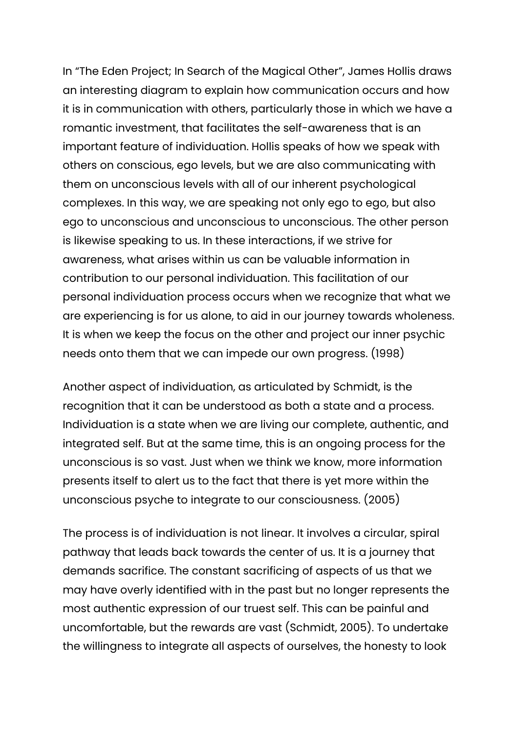In “The Eden Project; In Search of the Magical Other”, James Hollis draws an interesting diagram to explain how communication occurs and how it is in communication with others, particularly those in which we have a romantic investment, that facilitates the self-awareness that is an important feature of individuation. Hollis speaks of how we speak with others on conscious, ego levels, but we are also communicating with them on unconscious levels with all of our inherent psychological complexes. In this way, we are speaking not only ego to ego, but also ego to unconscious and unconscious to unconscious. The other person is likewise speaking to us. In these interactions, if we strive for awareness, what arises within us can be valuable information in contribution to our personal individuation. This facilitation of our personal individuation process occurs when we recognize that what we are experiencing is for us alone, to aid in our journey towards wholeness. It is when we keep the focus on the other and project our inner psychic needs onto them that we can impede our own progress. (1998)

Another aspect of individuation, as articulated by Schmidt, is the recognition that it can be understood as both a state and a process. Individuation is a state when we are living our complete, authentic, and integrated self. But at the same time, this is an ongoing process for the unconscious is so vast. Just when we think we know, more information presents itself to alert us to the fact that there is yet more within the unconscious psyche to integrate to our consciousness. (2005)

The process is of individuation is not linear. It involves a circular, spiral pathway that leads back towards the center of us. It is a journey that demands sacrifice. The constant sacrificing of aspects of us that we may have overly identified with in the past but no longer represents the most authentic expression of our truest self. This can be painful and uncomfortable, but the rewards are vast (Schmidt, 2005). To undertake the willingness to integrate all aspects of ourselves, the honesty to look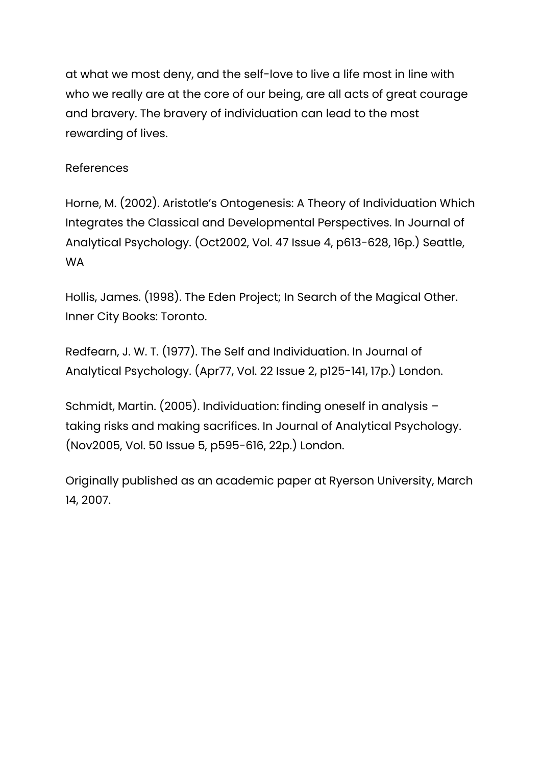at what we most deny, and the self-love to live a life most in line with who we really are at the core of our being, are all acts of great courage and bravery. The bravery of individuation can lead to the most rewarding of lives.

References

Horne, M. (2002). Aristotle's Ontogenesis: A Theory of Individuation Which Integrates the Classical and Developmental Perspectives. In Journal of Analytical Psychology. (Oct2002, Vol. 47 Issue 4, p613-628, 16p.) Seattle, WA

Hollis, James. (1998). The Eden Project; In Search of the Magical Other. Inner City Books: Toronto.

Redfearn, J. W. T. (1977). The Self and Individuation. In Journal of Analytical Psychology. (Apr77, Vol. 22 Issue 2, p125-141, 17p.) London.

Schmidt, Martin. (2005). Individuation: finding oneself in analysis – taking risks and making sacrifices. In Journal of Analytical Psychology. (Nov2005, Vol. 50 Issue 5, p595-616, 22p.) London.

Originally published as an academic paper at Ryerson University, March 14, 2007.